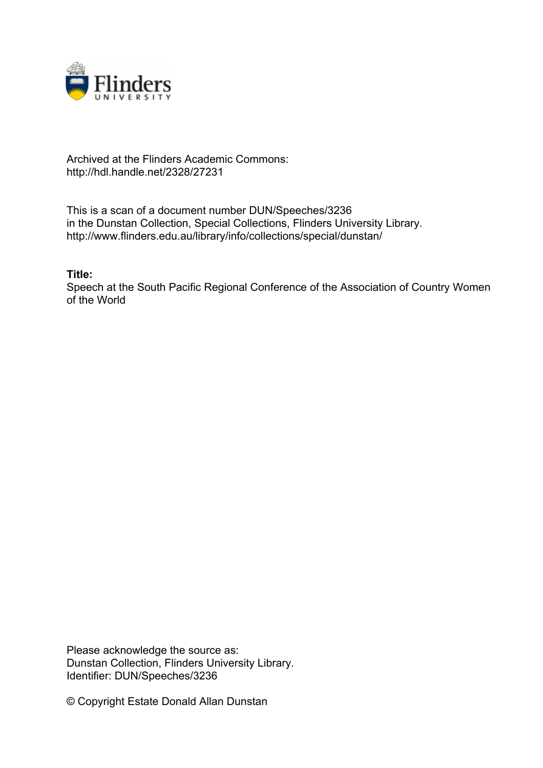Archived at the Flinders Academic Commons:
http://hdl.handle.net/2328/27231

This is a scan of a document number DUN/Speeches/3236
in the Dunstan Collection, Special Collections, Flinders University Library.
http://www.flinders.edu.au/library/info/collections/special/dunstan/

**Title:**
Speech at the South Pacific Regional Conference of the Association of Country Women of the World

Please acknowledge the source as:
Dunstan Collection, Flinders University Library.
Identifier: DUN/Speeches/3236

© Copyright Estate Donald Allan Dunstan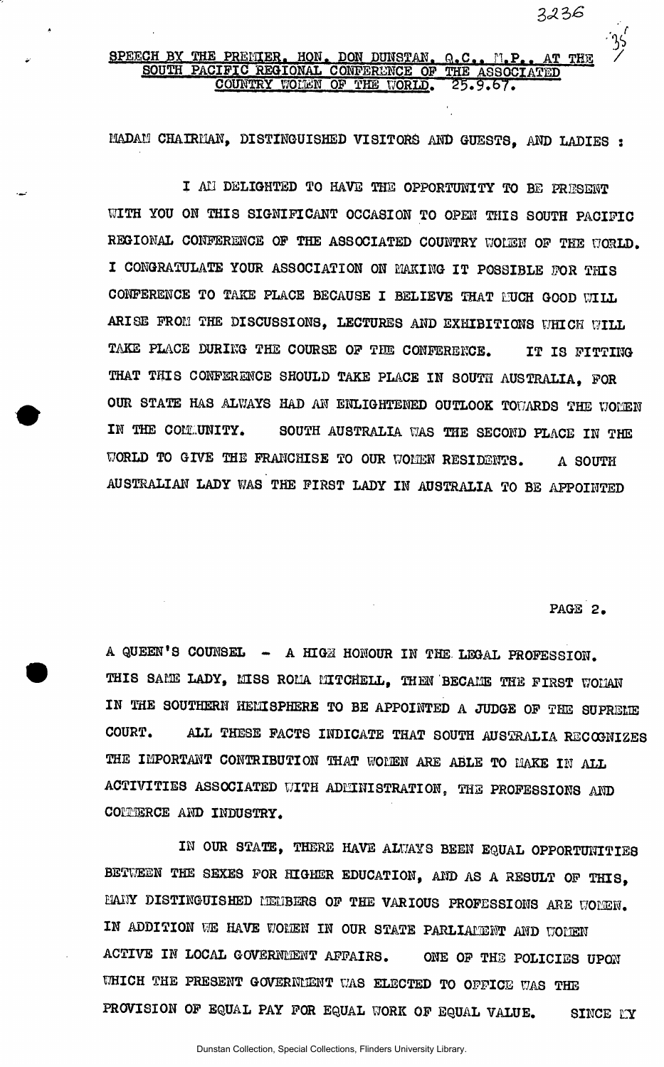## SPEECH BY THE PREMIER, HON. DON DUNSTAN, Q.C., M.P., AT THE SOUTH PACIFIC REGIONAL CONFERENCE OF THE ASSOCIATED COUNTRY WOMEN OF THE WORLD. 25.9.67.

MADAM CHAIRMAN, DISTINGUISHED VISITORS AND GUESTS, AND LADIES :

I AM DELIGHTED TO HAVE THE OPPORTUNITY TO BE PRESENT WITH YOU ON THIS SIGNIFICANT OCCASION TO OPEN THIS SOUTH PACIFIC REGIONAL CONFERENCE OF THE ASSOCIATED COUNTRY WOMEN OF THE WORLD. I CONGRATULATE YOUR ASSOCIATION ON MAKING IT POSSIBLE FOR THIS CONFERENCE TO TAKE PLACE BECAUSE I BELIEVE THAT MUCH GOOD WILL ARISE FROM THE DISCUSSIONS, LECTURES AND EXHIBITIONS WHICH WILL TAKE PLACE DURING THE COURSE OF THE CONFERENCE. IT IS FITTING THAT THIS CONFERENCE SHOULD TAKE PLACE IN SOUTH AUSTRALIA, FOR OUR STATE HAS ALWAYS HAD AN ENLIGHTENED OUTLOOK TOWARDS THE WOMEN IN THE COMMUNITY. SOUTH AUSTRALIA WAS THE SECOND PLACE IN THE WORLD TO GIVE THE FRANCHISE TO OUR WOMEN RESIDENTS. A SOUTH AUSTRALIAN LADY WAS THE FIRST LADY IN AUSTRALIA TO BE APPOINTED A QUEEN'S COUNSEL - A HIGH HONOUR IN THE LEGAL PROFESSION. THIS SAME LADY, MISS ROMA MITCHELL, THEN BECAME THE FIRST WOMAN IN THE SOUTHERN HEMISPHERE TO BE APPOINTED A JUDGE OF THE SUPREME COURT. ALL THESE FACTS INDICATE THAT SOUTH AUSTRALIA RECOGNIZES THE IMPORTANT CONTRIBUTION THAT WOMEN ARE ABLE TO MAKE IN ALL ACTIVITIES ASSOCIATED WITH ADMINISTRATION, THE PROFESSIONS AND COMMERCE AND INDUSTRY.

IN OUR STATE, THERE HAVE ALWAYS BEEN EQUAL OPPORTUNITIES BETWEEN THE SEXES FOR HIGHER EDUCATION, AND AS A RESULT OF THIS, MANY DISTINGUISHED MEMBERS OF THE VARIOUS PROFESSIONS ARE WOMEN. IN ADDITION WE HAVE WOMEN IN OUR STATE PARLIAMENT AND WOMEN ACTIVE IN LOCAL GOVERNMENT AFFAIRS. ONE OF THE POLICIES UPON WHICH THE PRESENT GOVERNMENT WAS ELECTED TO OFFICE WAS THE PROVISION OF EQUAL PAY FOR EQUAL WORK OF EQUAL VALUE. SINCE MY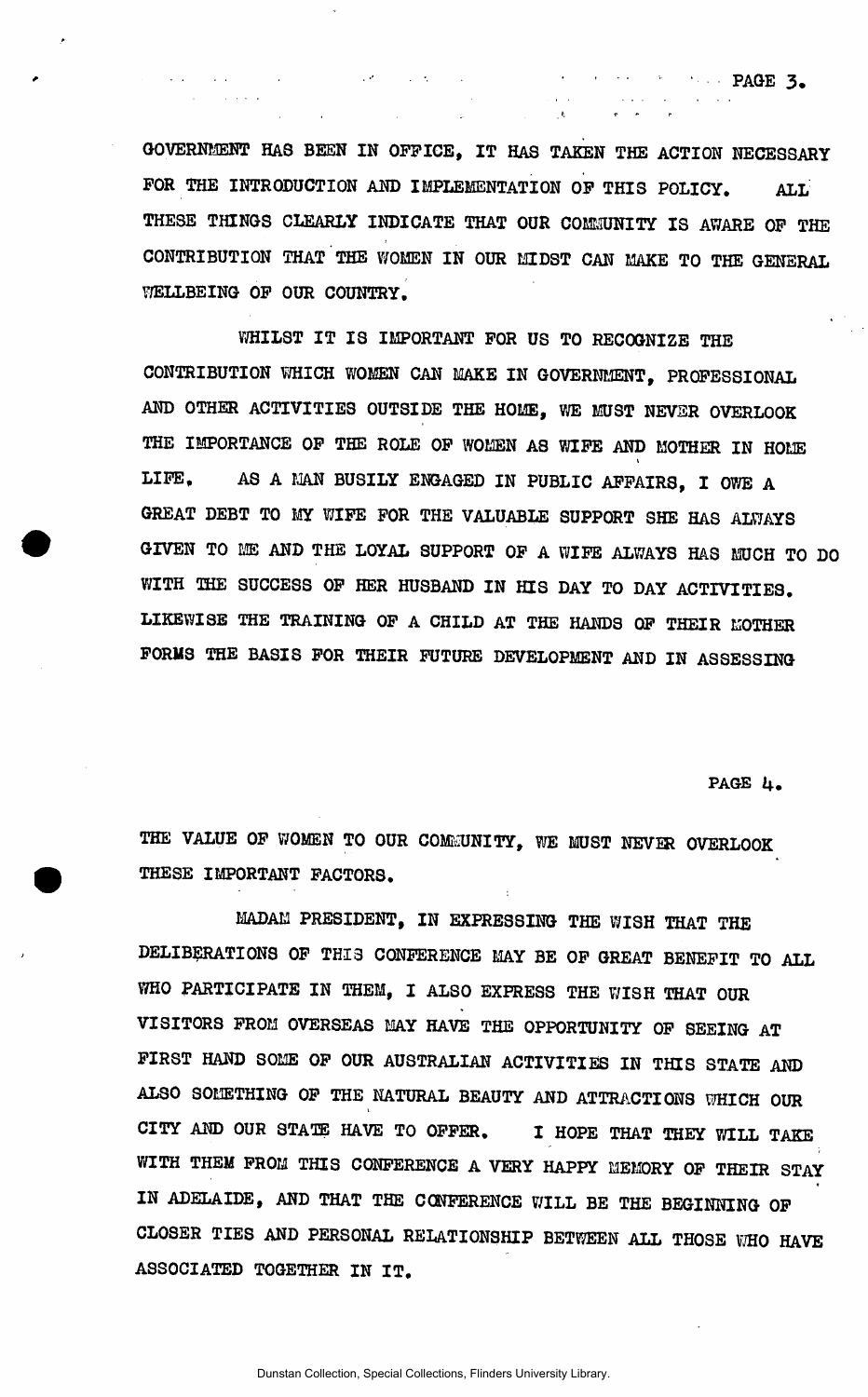GOVERNMENT HAS BEEN IN OFFICE, IT HAS TAKEN THE ACTION NECESSARY FOR THE INTRODUCTION AND IMPLEMENTATION OF THIS POLICY. ALL THESE THINGS CLEARLY INDICATE THAT OUR COMMUNITY IS AWARE OF THE CONTRIBUTION THAT THE WOMEN IN OUR MIDST CAN MAKE TO THE GENERAL WELLBEING OF OUR COUNTRY.

WHILST IT IS IMPORTANT FOR US TO RECOGNIZE THE CONTRIBUTION WHICH WOMEN CAN MAKE IN GOVERNMENT, PROFESSIONAL AND OTHER ACTIVITIES OUTSIDE THE HOME, WE MUST NEVER OVERLOOK THE IMPORTANCE OF THE ROLE OF WOMEN AS WIFE AND MOTHER IN HOME LIFE. AS A MAN BUSILY ENGAGED IN PUBLIC AFFAIRS, I OWE A GREAT DEBT TO MY WIFE FOR THE VALUABLE SUPPORT SHE HAS ALWAYS GIVEN TO ME AND THE LOYAL SUPPORT OF A WIFE ALWAYS HAS MUCH TO DO WITH THE SUCCESS OF HER HUSBAND IN HIS DAY TO DAY ACTIVITIES. LIKEWISE THE TRAINING OF A CHILD AT THE HANDS OF THEIR MOTHER FORMS THE BASIS FOR THEIR FUTURE DEVELOPMENT AND IN ASSESSING THE VALUE OF WOMEN TO OUR COMMUNITY, WE MUST NEVER OVERLOOK THESE IMPORTANT FACTORS.

MADAM PRESIDENT, IN EXPRESSING THE WISH THAT THE DELIBERATIONS OF THIS CONFERENCE MAY BE OF GREAT BENEFIT TO ALL WHO PARTICIPATE IN THEM, I ALSO EXPRESS THE WISH THAT OUR VISITORS FROM OVERSEAS MAY HAVE THE OPPORTUNITY OF SEEING AT FIRST HAND SOME OF OUR AUSTRALIAN ACTIVITIES IN THIS STATE AND ALSO SOMETHING OF THE NATURAL BEAUTY AND ATTRACTIONS WHICH OUR CITY AND OUR STATE HAVE TO OFFER. I HOPE THAT THEY WILL TAKE WITH THEM FROM THIS CONFERENCE A VERY HAPPY MEMORY OF THEIR STAY IN ADELAIDE, AND THAT THE CONFERENCE WILL BE THE BEGINNING OF CLOSER TIES AND PERSONAL RELATIONSHIP BETWEEN ALL THOSE WHO HAVE ASSOCIATED TOGETHER IN IT.

Dunstan Collection, Special Collections, Flinders University Library.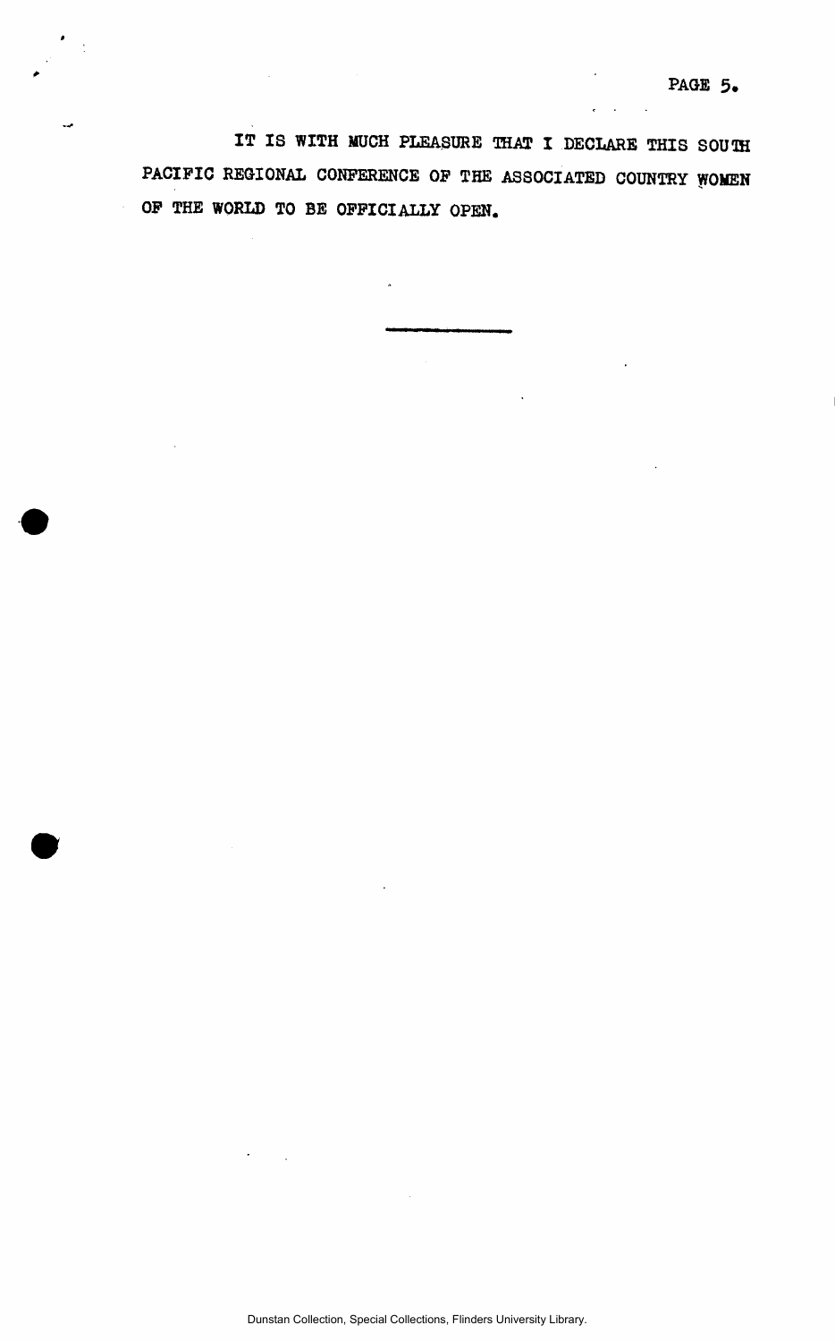IT IS WITH MUCH PLEASURE THAT I DECLARE THIS SOUTH PACIFIC REGIONAL CONFERENCE OF THE ASSOCIATED COUNTRY WOMEN OF THE WORLD TO BE OFFICIALLY OPEN.

---